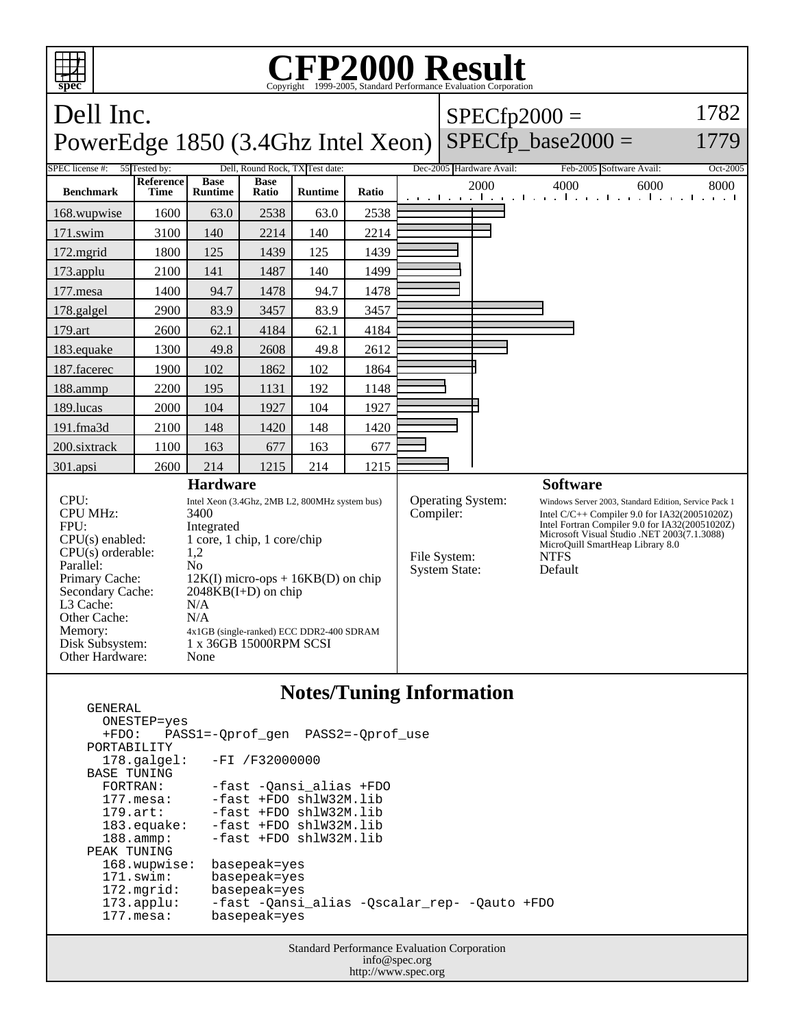# CFP2000 Result

Copyright 1999-2005, Standard Performance Evaluation Corporation

## Dell Inc.
## PowerEdge 1850 (3.4Ghz Intel Xeon)

SPECfp2000 = 1782
SPECfp_base2000 = 1779

SPEC license #: 55 | Tested by: Dell, Round Rock, TX | Test date: Dec-2005 | Hardware Avail: Feb-2005 | Software Avail: Oct-2005

| Benchmark | Reference Time | Base Runtime | Base Ratio | Runtime | Ratio |
|---|---|---|---|---|---|
| 168.wupwise | 1600 | 63.0 | 2538 | 63.0 | 2538 |
| 171.swim | 3100 | 140 | 2214 | 140 | 2214 |
| 172.mgrid | 1800 | 125 | 1439 | 125 | 1439 |
| 173.applu | 2100 | 141 | 1487 | 140 | 1499 |
| 177.mesa | 1400 | 94.7 | 1478 | 94.7 | 1478 |
| 178.galgel | 2900 | 83.9 | 3457 | 83.9 | 3457 |
| 179.art | 2600 | 62.1 | 4184 | 62.1 | 4184 |
| 183.equake | 1300 | 49.8 | 2608 | 49.8 | 2612 |
| 187.facerec | 1900 | 102 | 1862 | 102 | 1864 |
| 188.ammp | 2200 | 195 | 1131 | 192 | 1148 |
| 189.lucas | 2000 | 104 | 1927 | 104 | 1927 |
| 191.fma3d | 2100 | 148 | 1420 | 148 | 1420 |
| 200.sixtrack | 1100 | 163 | 677 | 163 | 677 |
| 301.apsi | 2600 | 214 | 1215 | 214 | 1215 |

### Hardware

| | |
|---|---|
| CPU: | Intel Xeon (3.4Ghz, 2MB L2, 800MHz system bus) |
| CPU MHz: | 3400 |
| FPU: | Integrated |
| CPU(s) enabled: | 1 core, 1 chip, 1 core/chip |
| CPU(s) orderable: | 1,2 |
| Parallel: | No |
| Primary Cache: | 12K(I) micro-ops + 16KB(D) on chip |
| Secondary Cache: | 2048KB(I+D) on chip |
| L3 Cache: | N/A |
| Other Cache: | N/A |
| Memory: | 4x1GB (single-ranked) ECC DDR2-400 SDRAM |
| Disk Subsystem: | 1 x 36GB 15000RPM SCSI |
| Other Hardware: | None |

### Software

| | |
|---|---|
| Operating System: | Windows Server 2003, Standard Edition, Service Pack 1 |
| Compiler: | Intel C/C++ Compiler 9.0 for IA32(20051020Z)<br>Intel Fortran Compiler 9.0 for IA32(20051020Z)<br>Microsoft Visual Studio .NET 2003(7.1.3088)<br>MicroQuill SmartHeap Library 8.0 |
| File System: | NTFS |
| System State: | Default |

### Notes/Tuning Information

```
GENERAL
  ONESTEP=yes
  +FDO:   PASS1=-Qprof_gen  PASS2=-Qprof_use
PORTABILITY
  178.galgel:   -FI /F32000000
BASE TUNING
  FORTRAN:      -fast -Qansi_alias +FDO
  177.mesa:     -fast +FDO shlW32M.lib
  179.art:      -fast +FDO shlW32M.lib
  183.equake:   -fast +FDO shlW32M.lib
  188.ammp:     -fast +FDO shlW32M.lib
PEAK TUNING
  168.wupwise:  basepeak=yes
  171.swim:     basepeak=yes
  172.mgrid:    basepeak=yes
  173.applu:    -fast -Qansi_alias -Qscalar_rep- -Qauto +FDO
  177.mesa:     basepeak=yes
```

Standard Performance Evaluation Corporation
info@spec.org
http://www.spec.org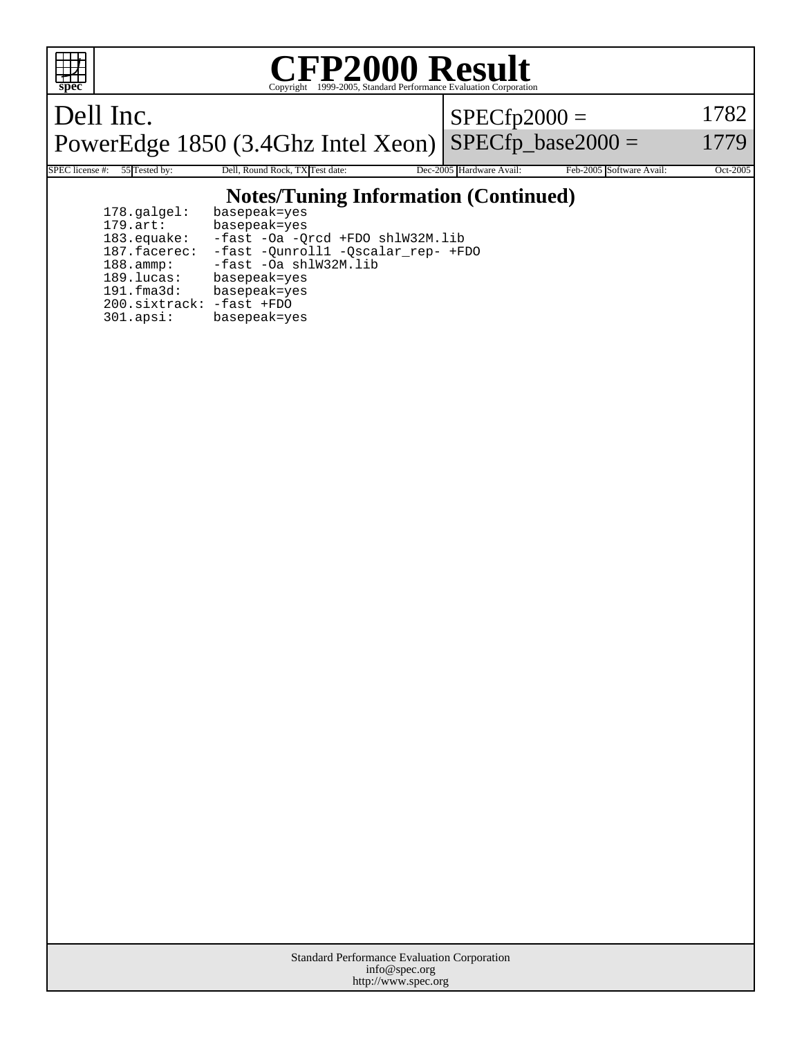# CFP2000 Result

Copyright 1999-2005, Standard Performance Evaluation Corporation

Dell Inc.
PowerEdge 1850 (3.4Ghz Intel Xeon)

SPECfp2000 = 1782
SPECfp_base2000 = 1779

SPEC license #: 55 Tested by: Dell, Round Rock, TX Test date: Dec-2005 Hardware Avail: Feb-2005 Software Avail: Oct-2005

## Notes/Tuning Information (Continued)

```
178.galgel:   basepeak=yes
179.art:      basepeak=yes
183.equake:   -fast -Oa -Qrcd +FDO shlW32M.lib
187.facerec:  -fast -Qunroll1 -Qscalar_rep- +FDO
188.ammp:     -fast -Oa shlW32M.lib
189.lucas:    basepeak=yes
191.fma3d:    basepeak=yes
200.sixtrack: -fast +FDO
301.apsi:     basepeak=yes
```

Standard Performance Evaluation Corporation
info@spec.org
http://www.spec.org